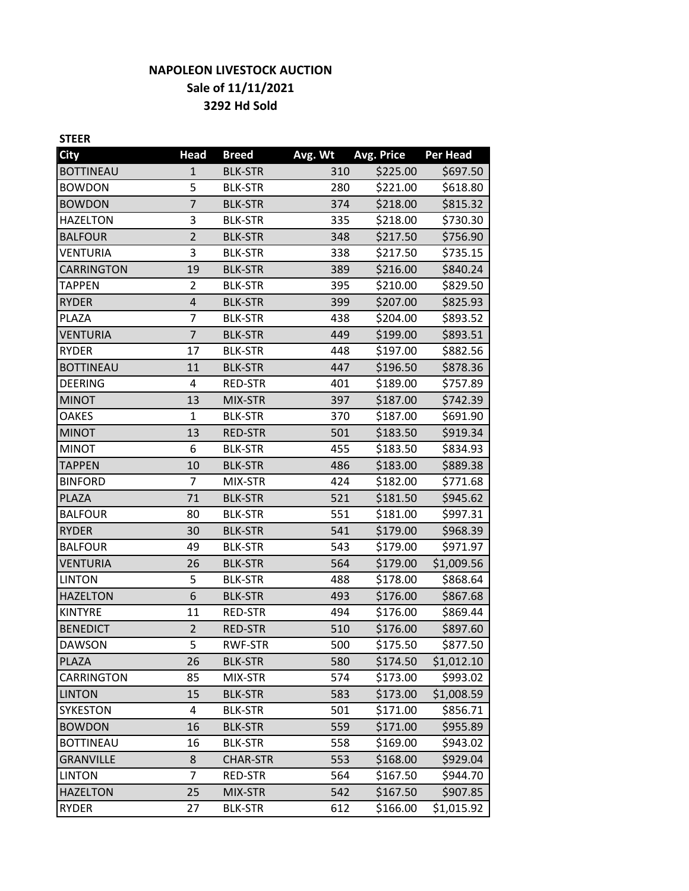**NAPOLEON LIVESTOCK AUCTION**
**Sale of 11/11/2021**
**3292 Hd Sold**

**STEER**

| City | Head | Breed | Avg. Wt | Avg. Price | Per Head |
|---|---|---|---|---|---|
| BOTTINEAU | 1 | BLK-STR | 310 | $225.00 | $697.50 |
| BOWDON | 5 | BLK-STR | 280 | $221.00 | $618.80 |
| BOWDON | 7 | BLK-STR | 374 | $218.00 | $815.32 |
| HAZELTON | 3 | BLK-STR | 335 | $218.00 | $730.30 |
| BALFOUR | 2 | BLK-STR | 348 | $217.50 | $756.90 |
| VENTURIA | 3 | BLK-STR | 338 | $217.50 | $735.15 |
| CARRINGTON | 19 | BLK-STR | 389 | $216.00 | $840.24 |
| TAPPEN | 2 | BLK-STR | 395 | $210.00 | $829.50 |
| RYDER | 4 | BLK-STR | 399 | $207.00 | $825.93 |
| PLAZA | 7 | BLK-STR | 438 | $204.00 | $893.52 |
| VENTURIA | 7 | BLK-STR | 449 | $199.00 | $893.51 |
| RYDER | 17 | BLK-STR | 448 | $197.00 | $882.56 |
| BOTTINEAU | 11 | BLK-STR | 447 | $196.50 | $878.36 |
| DEERING | 4 | RED-STR | 401 | $189.00 | $757.89 |
| MINOT | 13 | MIX-STR | 397 | $187.00 | $742.39 |
| OAKES | 1 | BLK-STR | 370 | $187.00 | $691.90 |
| MINOT | 13 | RED-STR | 501 | $183.50 | $919.34 |
| MINOT | 6 | BLK-STR | 455 | $183.50 | $834.93 |
| TAPPEN | 10 | BLK-STR | 486 | $183.00 | $889.38 |
| BINFORD | 7 | MIX-STR | 424 | $182.00 | $771.68 |
| PLAZA | 71 | BLK-STR | 521 | $181.50 | $945.62 |
| BALFOUR | 80 | BLK-STR | 551 | $181.00 | $997.31 |
| RYDER | 30 | BLK-STR | 541 | $179.00 | $968.39 |
| BALFOUR | 49 | BLK-STR | 543 | $179.00 | $971.97 |
| VENTURIA | 26 | BLK-STR | 564 | $179.00 | $1,009.56 |
| LINTON | 5 | BLK-STR | 488 | $178.00 | $868.64 |
| HAZELTON | 6 | BLK-STR | 493 | $176.00 | $867.68 |
| KINTYRE | 11 | RED-STR | 494 | $176.00 | $869.44 |
| BENEDICT | 2 | RED-STR | 510 | $176.00 | $897.60 |
| DAWSON | 5 | RWF-STR | 500 | $175.50 | $877.50 |
| PLAZA | 26 | BLK-STR | 580 | $174.50 | $1,012.10 |
| CARRINGTON | 85 | MIX-STR | 574 | $173.00 | $993.02 |
| LINTON | 15 | BLK-STR | 583 | $173.00 | $1,008.59 |
| SYKESTON | 4 | BLK-STR | 501 | $171.00 | $856.71 |
| BOWDON | 16 | BLK-STR | 559 | $171.00 | $955.89 |
| BOTTINEAU | 16 | BLK-STR | 558 | $169.00 | $943.02 |
| GRANVILLE | 8 | CHAR-STR | 553 | $168.00 | $929.04 |
| LINTON | 7 | RED-STR | 564 | $167.50 | $944.70 |
| HAZELTON | 25 | MIX-STR | 542 | $167.50 | $907.85 |
| RYDER | 27 | BLK-STR | 612 | $166.00 | $1,015.92 |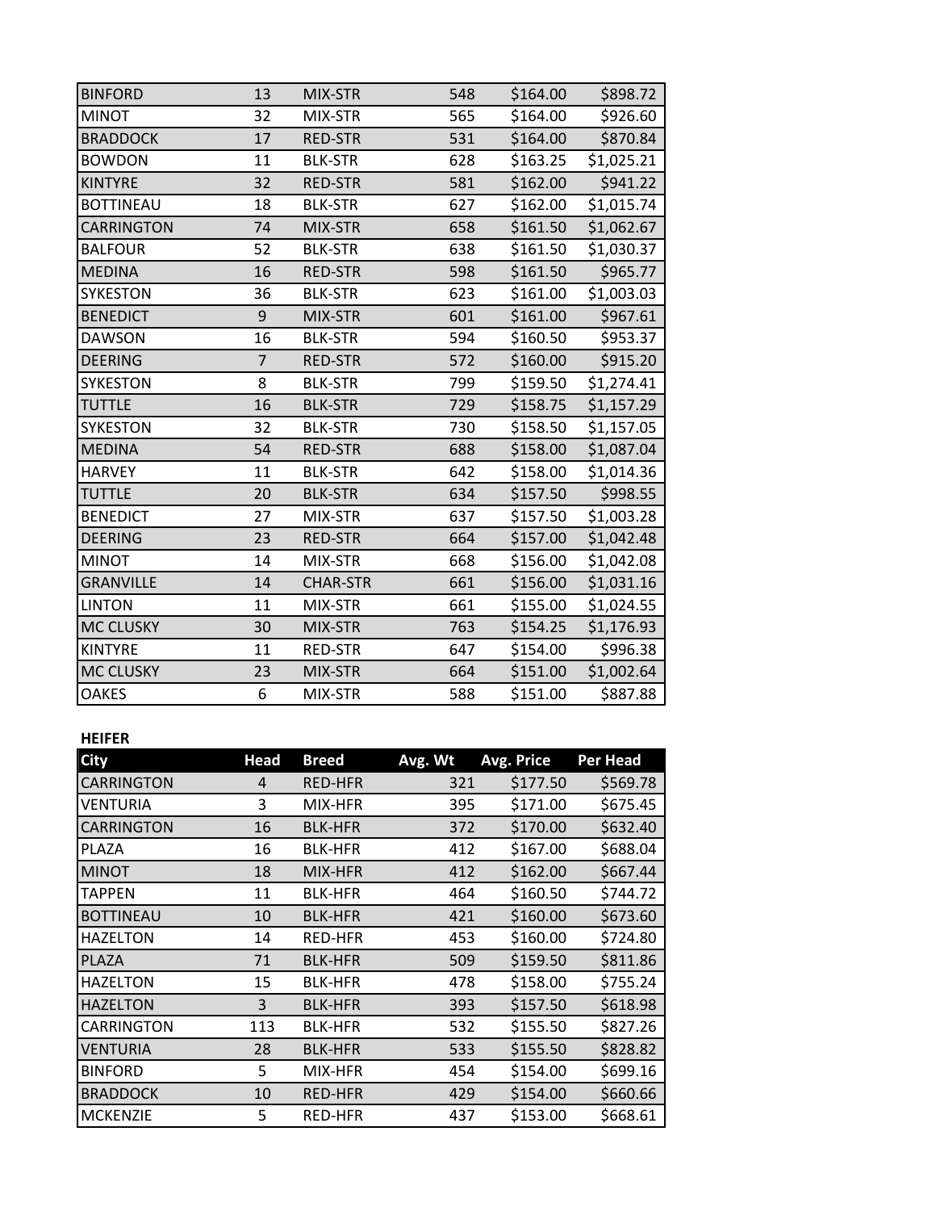| | | | | | |
|---|---|---|---|---|---|
| BINFORD | 13 | MIX-STR | 548 | $164.00 | $898.72 |
| MINOT | 32 | MIX-STR | 565 | $164.00 | $926.60 |
| BRADDOCK | 17 | RED-STR | 531 | $164.00 | $870.84 |
| BOWDON | 11 | BLK-STR | 628 | $163.25 | $1,025.21 |
| KINTYRE | 32 | RED-STR | 581 | $162.00 | $941.22 |
| BOTTINEAU | 18 | BLK-STR | 627 | $162.00 | $1,015.74 |
| CARRINGTON | 74 | MIX-STR | 658 | $161.50 | $1,062.67 |
| BALFOUR | 52 | BLK-STR | 638 | $161.50 | $1,030.37 |
| MEDINA | 16 | RED-STR | 598 | $161.50 | $965.77 |
| SYKESTON | 36 | BLK-STR | 623 | $161.00 | $1,003.03 |
| BENEDICT | 9 | MIX-STR | 601 | $161.00 | $967.61 |
| DAWSON | 16 | BLK-STR | 594 | $160.50 | $953.37 |
| DEERING | 7 | RED-STR | 572 | $160.00 | $915.20 |
| SYKESTON | 8 | BLK-STR | 799 | $159.50 | $1,274.41 |
| TUTTLE | 16 | BLK-STR | 729 | $158.75 | $1,157.29 |
| SYKESTON | 32 | BLK-STR | 730 | $158.50 | $1,157.05 |
| MEDINA | 54 | RED-STR | 688 | $158.00 | $1,087.04 |
| HARVEY | 11 | BLK-STR | 642 | $158.00 | $1,014.36 |
| TUTTLE | 20 | BLK-STR | 634 | $157.50 | $998.55 |
| BENEDICT | 27 | MIX-STR | 637 | $157.50 | $1,003.28 |
| DEERING | 23 | RED-STR | 664 | $157.00 | $1,042.48 |
| MINOT | 14 | MIX-STR | 668 | $156.00 | $1,042.08 |
| GRANVILLE | 14 | CHAR-STR | 661 | $156.00 | $1,031.16 |
| LINTON | 11 | MIX-STR | 661 | $155.00 | $1,024.55 |
| MC CLUSKY | 30 | MIX-STR | 763 | $154.25 | $1,176.93 |
| KINTYRE | 11 | RED-STR | 647 | $154.00 | $996.38 |
| MC CLUSKY | 23 | MIX-STR | 664 | $151.00 | $1,002.64 |
| OAKES | 6 | MIX-STR | 588 | $151.00 | $887.88 |

**HEIFER**

| City | Head | Breed | Avg. Wt | Avg. Price | Per Head |
|---|---|---|---|---|---|
| CARRINGTON | 4 | RED-HFR | 321 | $177.50 | $569.78 |
| VENTURIA | 3 | MIX-HFR | 395 | $171.00 | $675.45 |
| CARRINGTON | 16 | BLK-HFR | 372 | $170.00 | $632.40 |
| PLAZA | 16 | BLK-HFR | 412 | $167.00 | $688.04 |
| MINOT | 18 | MIX-HFR | 412 | $162.00 | $667.44 |
| TAPPEN | 11 | BLK-HFR | 464 | $160.50 | $744.72 |
| BOTTINEAU | 10 | BLK-HFR | 421 | $160.00 | $673.60 |
| HAZELTON | 14 | RED-HFR | 453 | $160.00 | $724.80 |
| PLAZA | 71 | BLK-HFR | 509 | $159.50 | $811.86 |
| HAZELTON | 15 | BLK-HFR | 478 | $158.00 | $755.24 |
| HAZELTON | 3 | BLK-HFR | 393 | $157.50 | $618.98 |
| CARRINGTON | 113 | BLK-HFR | 532 | $155.50 | $827.26 |
| VENTURIA | 28 | BLK-HFR | 533 | $155.50 | $828.82 |
| BINFORD | 5 | MIX-HFR | 454 | $154.00 | $699.16 |
| BRADDOCK | 10 | RED-HFR | 429 | $154.00 | $660.66 |
| MCKENZIE | 5 | RED-HFR | 437 | $153.00 | $668.61 |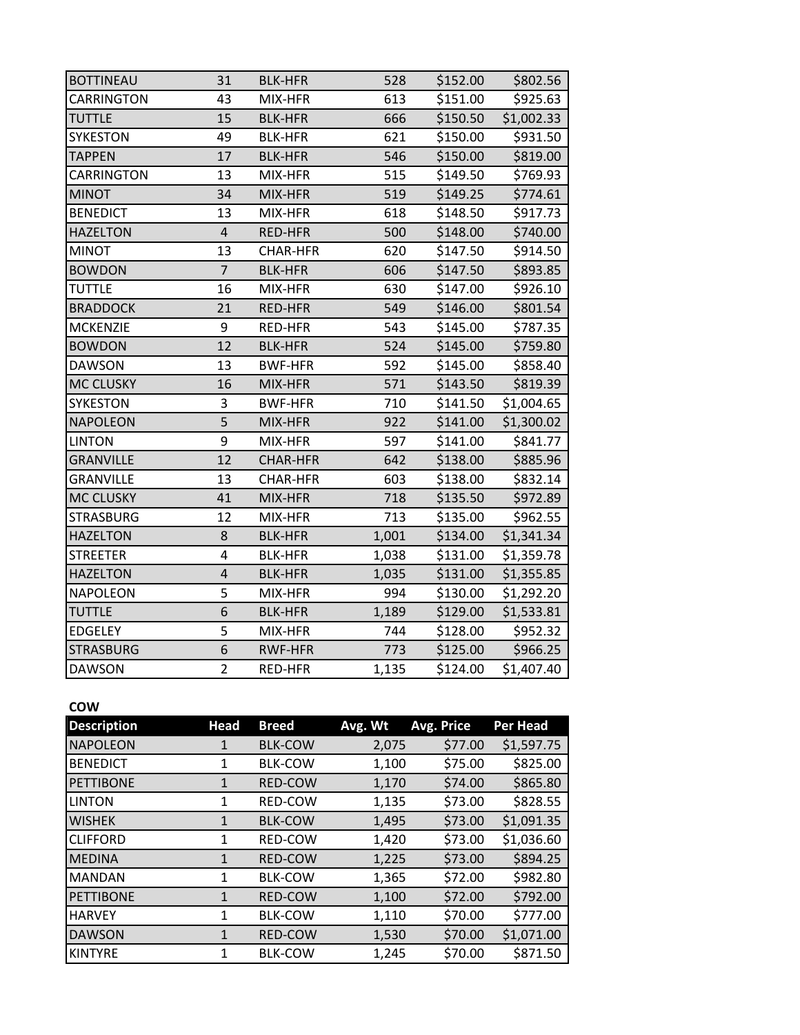| | | | | | |
|---|---|---|---|---|---|
| BOTTINEAU | 31 | BLK-HFR | 528 | $152.00 | $802.56 |
| CARRINGTON | 43 | MIX-HFR | 613 | $151.00 | $925.63 |
| TUTTLE | 15 | BLK-HFR | 666 | $150.50 | $1,002.33 |
| SYKESTON | 49 | BLK-HFR | 621 | $150.00 | $931.50 |
| TAPPEN | 17 | BLK-HFR | 546 | $150.00 | $819.00 |
| CARRINGTON | 13 | MIX-HFR | 515 | $149.50 | $769.93 |
| MINOT | 34 | MIX-HFR | 519 | $149.25 | $774.61 |
| BENEDICT | 13 | MIX-HFR | 618 | $148.50 | $917.73 |
| HAZELTON | 4 | RED-HFR | 500 | $148.00 | $740.00 |
| MINOT | 13 | CHAR-HFR | 620 | $147.50 | $914.50 |
| BOWDON | 7 | BLK-HFR | 606 | $147.50 | $893.85 |
| TUTTLE | 16 | MIX-HFR | 630 | $147.00 | $926.10 |
| BRADDOCK | 21 | RED-HFR | 549 | $146.00 | $801.54 |
| MCKENZIE | 9 | RED-HFR | 543 | $145.00 | $787.35 |
| BOWDON | 12 | BLK-HFR | 524 | $145.00 | $759.80 |
| DAWSON | 13 | BWF-HFR | 592 | $145.00 | $858.40 |
| MC CLUSKY | 16 | MIX-HFR | 571 | $143.50 | $819.39 |
| SYKESTON | 3 | BWF-HFR | 710 | $141.50 | $1,004.65 |
| NAPOLEON | 5 | MIX-HFR | 922 | $141.00 | $1,300.02 |
| LINTON | 9 | MIX-HFR | 597 | $141.00 | $841.77 |
| GRANVILLE | 12 | CHAR-HFR | 642 | $138.00 | $885.96 |
| GRANVILLE | 13 | CHAR-HFR | 603 | $138.00 | $832.14 |
| MC CLUSKY | 41 | MIX-HFR | 718 | $135.50 | $972.89 |
| STRASBURG | 12 | MIX-HFR | 713 | $135.00 | $962.55 |
| HAZELTON | 8 | BLK-HFR | 1,001 | $134.00 | $1,341.34 |
| STREETER | 4 | BLK-HFR | 1,038 | $131.00 | $1,359.78 |
| HAZELTON | 4 | BLK-HFR | 1,035 | $131.00 | $1,355.85 |
| NAPOLEON | 5 | MIX-HFR | 994 | $130.00 | $1,292.20 |
| TUTTLE | 6 | BLK-HFR | 1,189 | $129.00 | $1,533.81 |
| EDGELEY | 5 | MIX-HFR | 744 | $128.00 | $952.32 |
| STRASBURG | 6 | RWF-HFR | 773 | $125.00 | $966.25 |
| DAWSON | 2 | RED-HFR | 1,135 | $124.00 | $1,407.40 |

**COW**

| Description | Head | Breed | Avg. Wt | Avg. Price | Per Head |
|---|---|---|---|---|---|
| NAPOLEON | 1 | BLK-COW | 2,075 | $77.00 | $1,597.75 |
| BENEDICT | 1 | BLK-COW | 1,100 | $75.00 | $825.00 |
| PETTIBONE | 1 | RED-COW | 1,170 | $74.00 | $865.80 |
| LINTON | 1 | RED-COW | 1,135 | $73.00 | $828.55 |
| WISHEK | 1 | BLK-COW | 1,495 | $73.00 | $1,091.35 |
| CLIFFORD | 1 | RED-COW | 1,420 | $73.00 | $1,036.60 |
| MEDINA | 1 | RED-COW | 1,225 | $73.00 | $894.25 |
| MANDAN | 1 | BLK-COW | 1,365 | $72.00 | $982.80 |
| PETTIBONE | 1 | RED-COW | 1,100 | $72.00 | $792.00 |
| HARVEY | 1 | BLK-COW | 1,110 | $70.00 | $777.00 |
| DAWSON | 1 | RED-COW | 1,530 | $70.00 | $1,071.00 |
| KINTYRE | 1 | BLK-COW | 1,245 | $70.00 | $871.50 |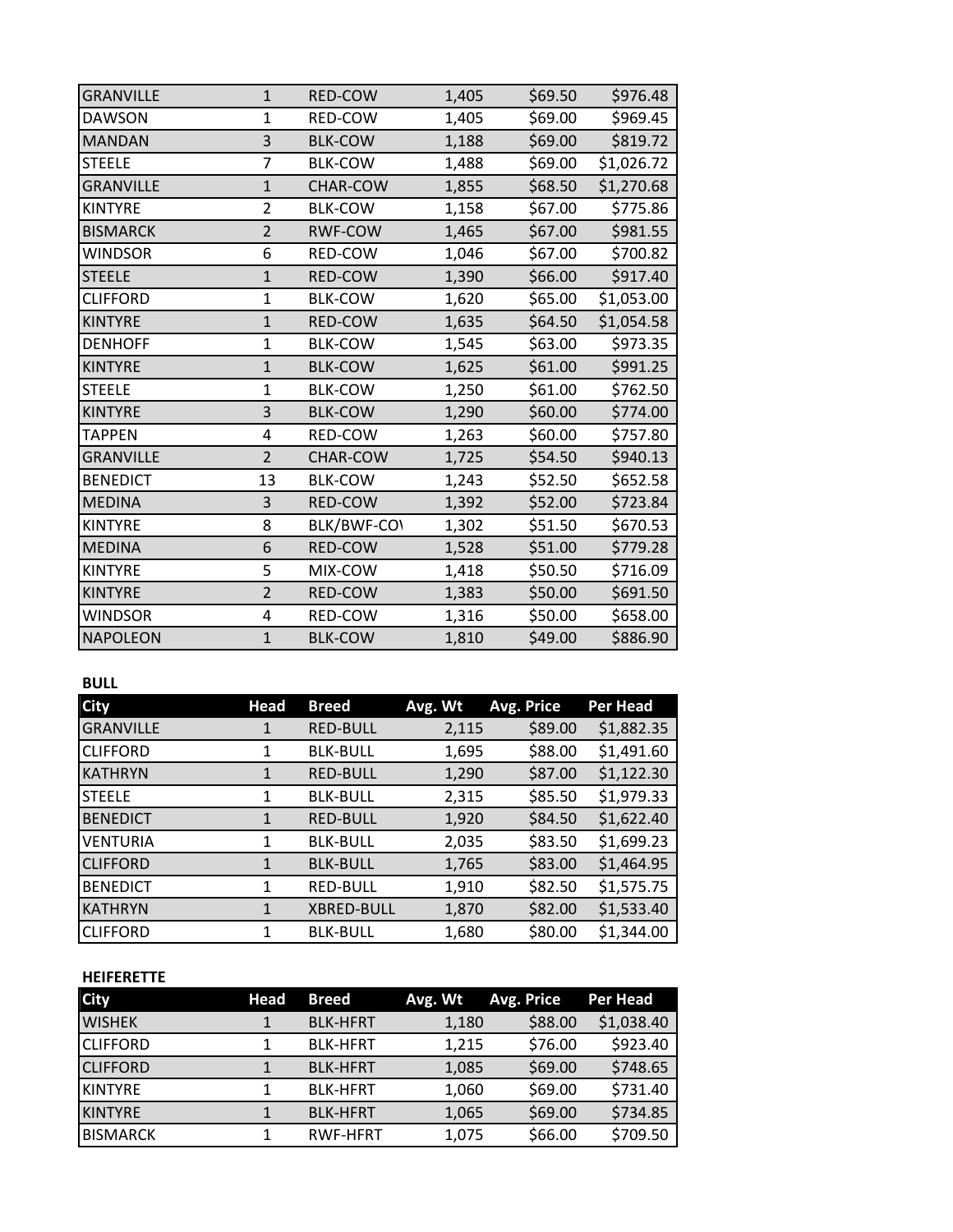| | | | | | |
|---|---|---|---|---|---|
| GRANVILLE | 1 | RED-COW | 1,405 | $69.50 | $976.48 |
| DAWSON | 1 | RED-COW | 1,405 | $69.00 | $969.45 |
| MANDAN | 3 | BLK-COW | 1,188 | $69.00 | $819.72 |
| STEELE | 7 | BLK-COW | 1,488 | $69.00 | $1,026.72 |
| GRANVILLE | 1 | CHAR-COW | 1,855 | $68.50 | $1,270.68 |
| KINTYRE | 2 | BLK-COW | 1,158 | $67.00 | $775.86 |
| BISMARCK | 2 | RWF-COW | 1,465 | $67.00 | $981.55 |
| WINDSOR | 6 | RED-COW | 1,046 | $67.00 | $700.82 |
| STEELE | 1 | RED-COW | 1,390 | $66.00 | $917.40 |
| CLIFFORD | 1 | BLK-COW | 1,620 | $65.00 | $1,053.00 |
| KINTYRE | 1 | RED-COW | 1,635 | $64.50 | $1,054.58 |
| DENHOFF | 1 | BLK-COW | 1,545 | $63.00 | $973.35 |
| KINTYRE | 1 | BLK-COW | 1,625 | $61.00 | $991.25 |
| STEELE | 1 | BLK-COW | 1,250 | $61.00 | $762.50 |
| KINTYRE | 3 | BLK-COW | 1,290 | $60.00 | $774.00 |
| TAPPEN | 4 | RED-COW | 1,263 | $60.00 | $757.80 |
| GRANVILLE | 2 | CHAR-COW | 1,725 | $54.50 | $940.13 |
| BENEDICT | 13 | BLK-COW | 1,243 | $52.50 | $652.58 |
| MEDINA | 3 | RED-COW | 1,392 | $52.00 | $723.84 |
| KINTYRE | 8 | BLK/BWF-CO\ | 1,302 | $51.50 | $670.53 |
| MEDINA | 6 | RED-COW | 1,528 | $51.00 | $779.28 |
| KINTYRE | 5 | MIX-COW | 1,418 | $50.50 | $716.09 |
| KINTYRE | 2 | RED-COW | 1,383 | $50.00 | $691.50 |
| WINDSOR | 4 | RED-COW | 1,316 | $50.00 | $658.00 |
| NAPOLEON | 1 | BLK-COW | 1,810 | $49.00 | $886.90 |

**BULL**

| City | Head | Breed | Avg. Wt | Avg. Price | Per Head |
|---|---|---|---|---|---|
| GRANVILLE | 1 | RED-BULL | 2,115 | $89.00 | $1,882.35 |
| CLIFFORD | 1 | BLK-BULL | 1,695 | $88.00 | $1,491.60 |
| KATHRYN | 1 | RED-BULL | 1,290 | $87.00 | $1,122.30 |
| STEELE | 1 | BLK-BULL | 2,315 | $85.50 | $1,979.33 |
| BENEDICT | 1 | RED-BULL | 1,920 | $84.50 | $1,622.40 |
| VENTURIA | 1 | BLK-BULL | 2,035 | $83.50 | $1,699.23 |
| CLIFFORD | 1 | BLK-BULL | 1,765 | $83.00 | $1,464.95 |
| BENEDICT | 1 | RED-BULL | 1,910 | $82.50 | $1,575.75 |
| KATHRYN | 1 | XBRED-BULL | 1,870 | $82.00 | $1,533.40 |
| CLIFFORD | 1 | BLK-BULL | 1,680 | $80.00 | $1,344.00 |

**HEIFERETTE**

| City | Head | Breed | Avg. Wt | Avg. Price | Per Head |
|---|---|---|---|---|---|
| WISHEK | 1 | BLK-HFRT | 1,180 | $88.00 | $1,038.40 |
| CLIFFORD | 1 | BLK-HFRT | 1,215 | $76.00 | $923.40 |
| CLIFFORD | 1 | BLK-HFRT | 1,085 | $69.00 | $748.65 |
| KINTYRE | 1 | BLK-HFRT | 1,060 | $69.00 | $731.40 |
| KINTYRE | 1 | BLK-HFRT | 1,065 | $69.00 | $734.85 |
| BISMARCK | 1 | RWF-HFRT | 1,075 | $66.00 | $709.50 |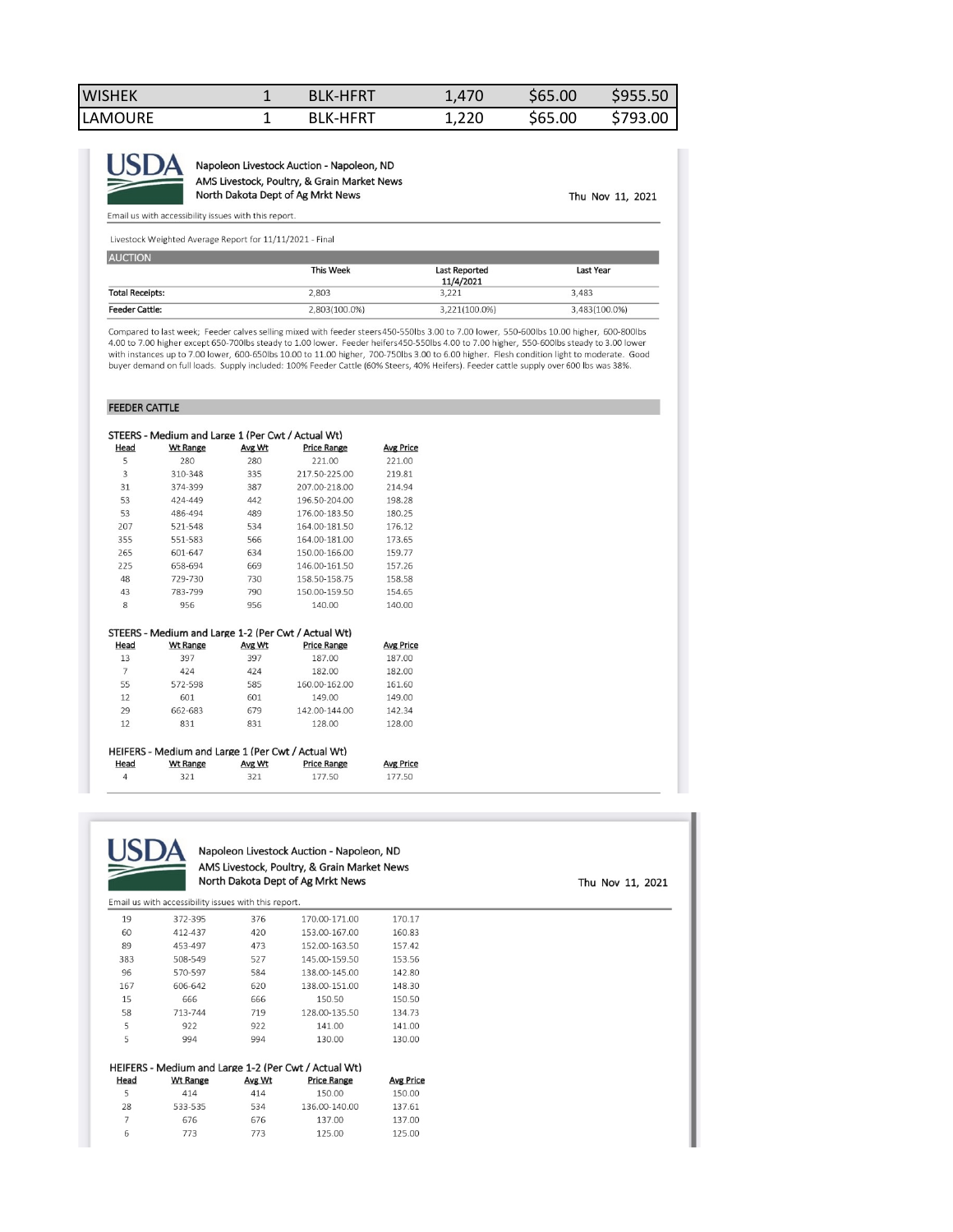| | | | | | |
|---|---|---|---|---|---|
| WISHEK | 1 | BLK-HFRT | 1,470 | $65.00 | $955.50 |
| LAMOURE | 1 | BLK-HFRT | 1,220 | $65.00 | $793.00 |

USDA

Napoleon Livestock Auction - Napoleon, ND
AMS Livestock, Poultry, & Grain Market News
North Dakota Dept of Ag Mrkt News

Thu Nov 11, 2021

Email us with accessibility issues with this report.

Livestock Weighted Average Report for 11/11/2021 - Final

## AUCTION

| | This Week | Last Reported 11/4/2021 | Last Year |
|---|---|---|---|
| Total Receipts: | 2,803 | 3,221 | 3,483 |
| Feeder Cattle: | 2,803(100.0%) | 3,221(100.0%) | 3,483(100.0%) |

Compared to last week; Feeder calves selling mixed with feeder steers450-550lbs 3.00 to 7.00 lower, 550-600lbs 10.00 higher, 600-800lbs 4.00 to 7.00 higher except 650-700lbs steady to 1.00 lower. Feeder heifers450-550lbs 4.00 to 7.00 higher, 550-600lbs steady to 3.00 lower with instances up to 7.00 lower, 600-650lbs 10.00 to 11.00 higher, 700-750lbs 3.00 to 6.00 higher. Flesh condition light to moderate. Good buyer demand on full loads. Supply included: 100% Feeder Cattle (60% Steers, 40% Heifers). Feeder cattle supply over 600 lbs was 38%.

## FEEDER CATTLE

### STEERS - Medium and Large 1 (Per Cwt / Actual Wt)

| Head | Wt Range | Avg Wt | Price Range | Avg Price |
|---|---|---|---|---|
| 5 | 280 | 280 | 221.00 | 221.00 |
| 3 | 310-348 | 335 | 217.50-225.00 | 219.81 |
| 31 | 374-399 | 387 | 207.00-218.00 | 214.94 |
| 53 | 424-449 | 442 | 196.50-204.00 | 198.28 |
| 53 | 486-494 | 489 | 176.00-183.50 | 180.25 |
| 207 | 521-548 | 534 | 164.00-181.50 | 176.12 |
| 355 | 551-583 | 566 | 164.00-181.00 | 173.65 |
| 265 | 601-647 | 634 | 150.00-166.00 | 159.77 |
| 225 | 658-694 | 669 | 146.00-161.50 | 157.26 |
| 48 | 729-730 | 730 | 158.50-158.75 | 158.58 |
| 43 | 783-799 | 790 | 150.00-159.50 | 154.65 |
| 8 | 956 | 956 | 140.00 | 140.00 |

### STEERS - Medium and Large 1-2 (Per Cwt / Actual Wt)

| Head | Wt Range | Avg Wt | Price Range | Avg Price |
|---|---|---|---|---|
| 13 | 397 | 397 | 187.00 | 187.00 |
| 7 | 424 | 424 | 182.00 | 182.00 |
| 55 | 572-598 | 585 | 160.00-162.00 | 161.60 |
| 12 | 601 | 601 | 149.00 | 149.00 |
| 29 | 662-683 | 679 | 142.00-144.00 | 142.34 |
| 12 | 831 | 831 | 128.00 | 128.00 |

### HEIFERS - Medium and Large 1 (Per Cwt / Actual Wt)

| Head | Wt Range | Avg Wt | Price Range | Avg Price |
|---|---|---|---|---|
| 4 | 321 | 321 | 177.50 | 177.50 |
| 19 | 372-395 | 376 | 170.00-171.00 | 170.17 |
| 60 | 412-437 | 420 | 153.00-167.00 | 160.83 |
| 89 | 453-497 | 473 | 152.00-163.50 | 157.42 |
| 383 | 508-549 | 527 | 145.00-159.50 | 153.56 |
| 96 | 570-597 | 584 | 138.00-145.00 | 142.80 |
| 167 | 606-642 | 620 | 138.00-151.00 | 148.30 |
| 15 | 666 | 666 | 150.50 | 150.50 |
| 58 | 713-744 | 719 | 128.00-135.50 | 134.73 |
| 5 | 922 | 922 | 141.00 | 141.00 |
| 5 | 994 | 994 | 130.00 | 130.00 |

### HEIFERS - Medium and Large 1-2 (Per Cwt / Actual Wt)

| Head | Wt Range | Avg Wt | Price Range | Avg Price |
|---|---|---|---|---|
| 5 | 414 | 414 | 150.00 | 150.00 |
| 28 | 533-535 | 534 | 136.00-140.00 | 137.61 |
| 7 | 676 | 676 | 137.00 | 137.00 |
| 6 | 773 | 773 | 125.00 | 125.00 |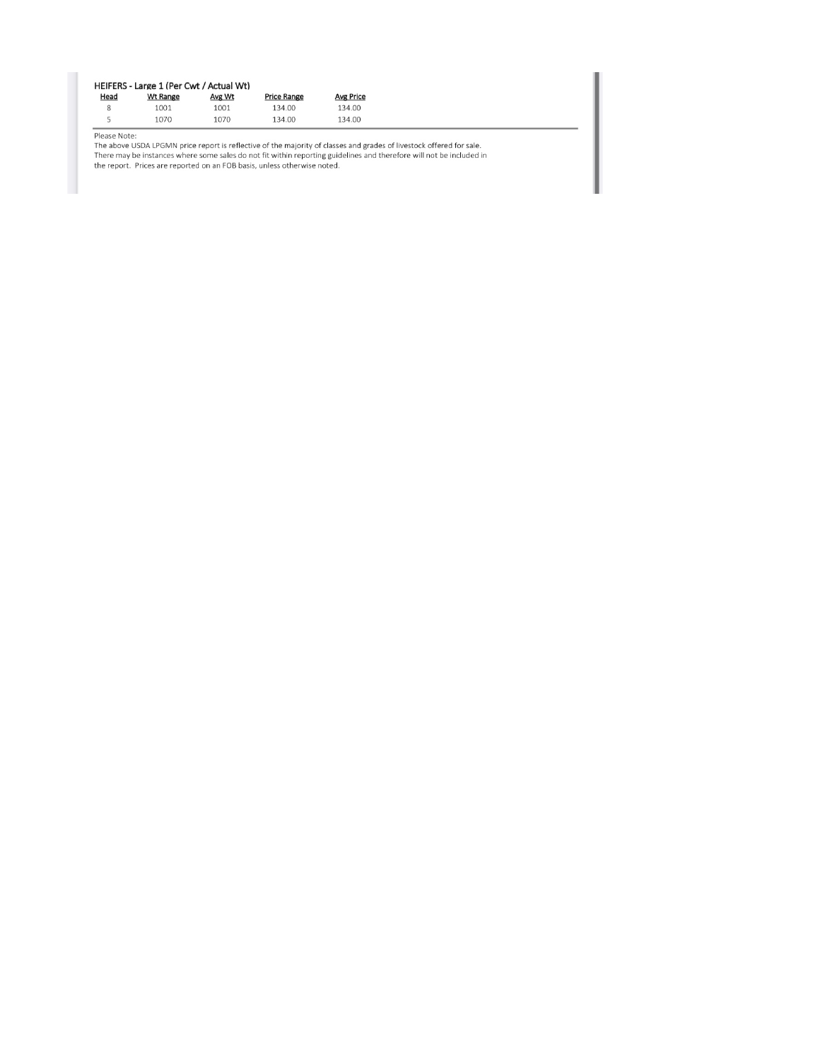### HEIFERS - Large 1 (Per Cwt / Actual Wt)

| Head | Wt Range | Avg Wt | Price Range | Avg Price |
|---|---|---|---|---|
| 8 | 1001 | 1001 | 134.00 | 134.00 |
| 5 | 1070 | 1070 | 134.00 | 134.00 |

Please Note:
The above USDA LPGMN price report is reflective of the majority of classes and grades of livestock offered for sale. There may be instances where some sales do not fit within reporting guidelines and therefore will not be included in the report. Prices are reported on an FOB basis, unless otherwise noted.